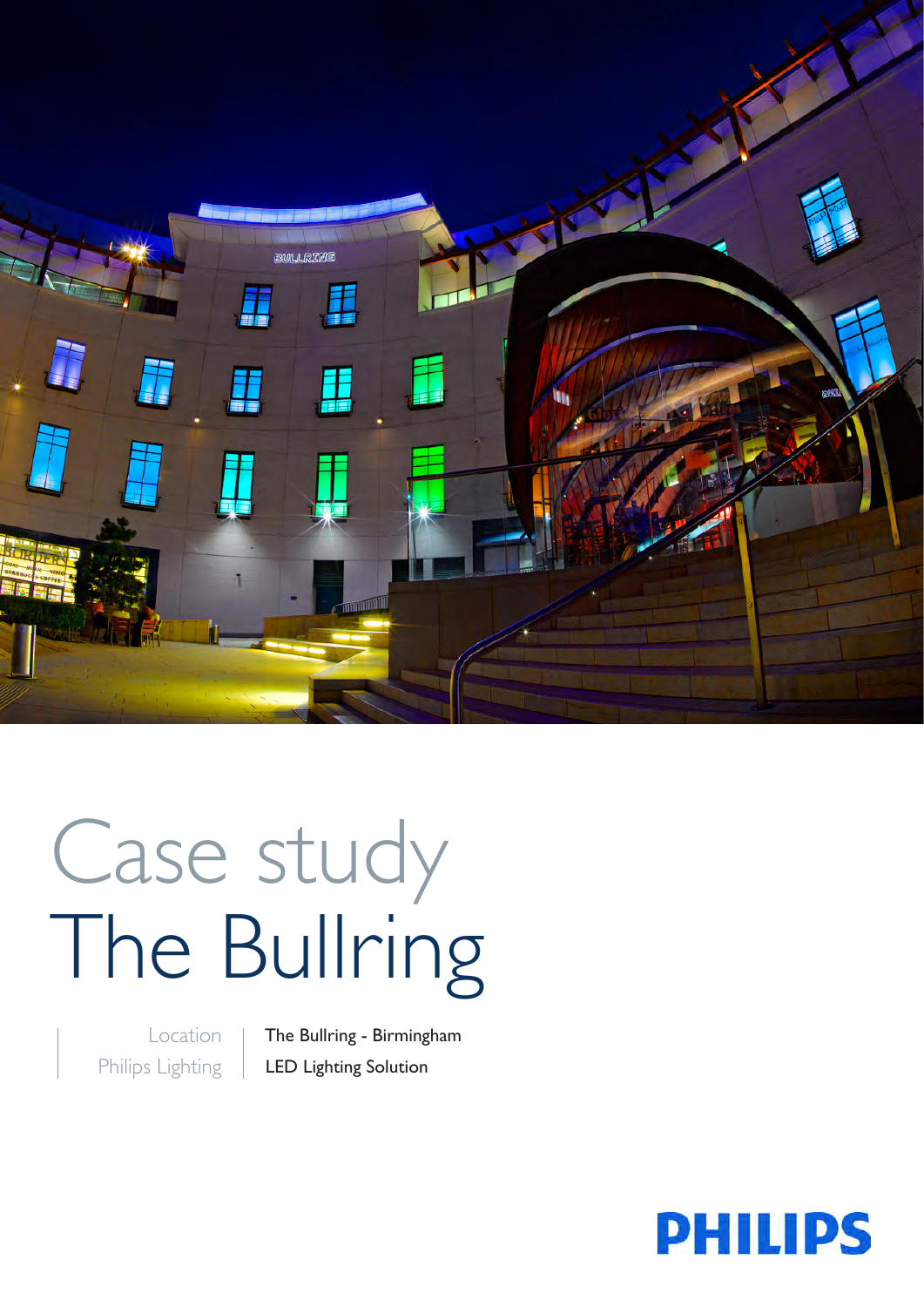# Case study
# The Bullring

| | |
|---|---|
| Location | The Bullring - Birmingham |
| Philips Lighting | LED Lighting Solution |

PHILIPS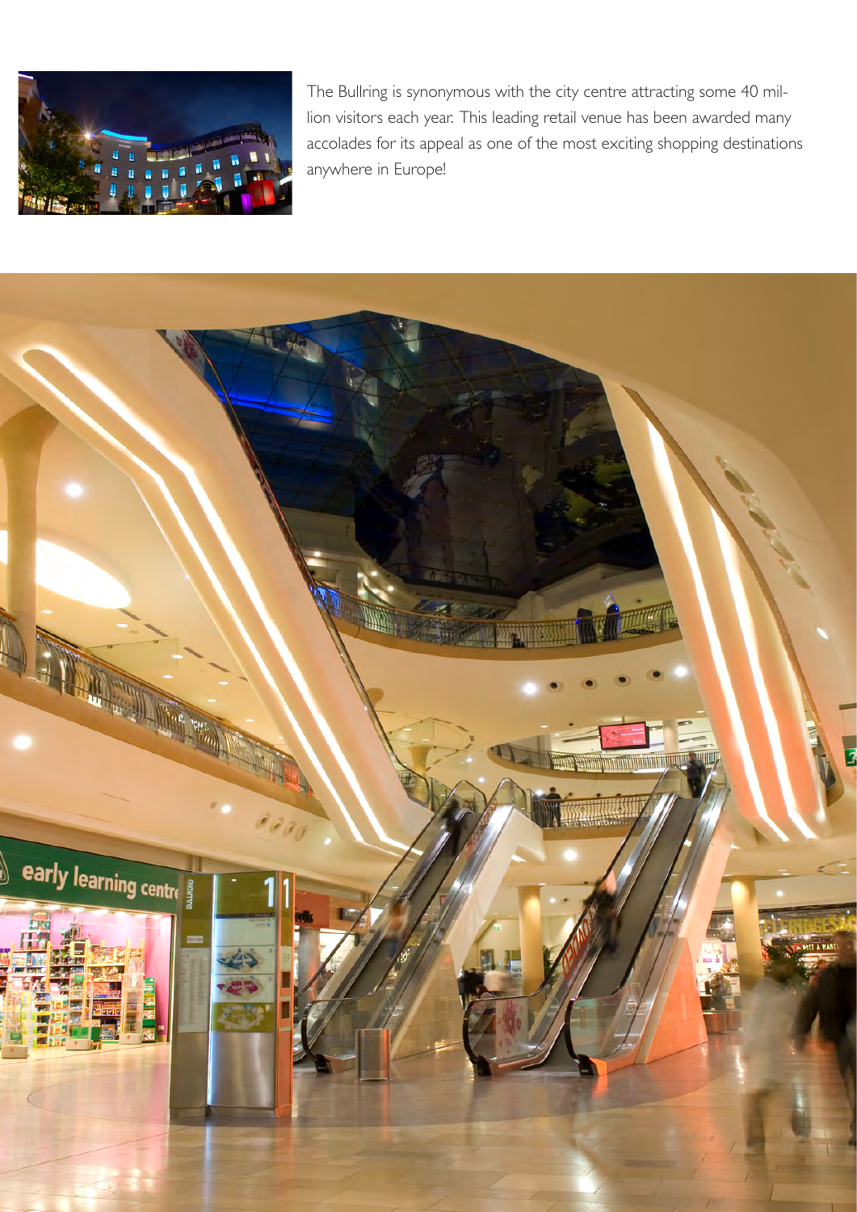The Bullring is synonymous with the city centre attracting some 40 million visitors each year. This leading retail venue has been awarded many accolades for its appeal as one of the most exciting shopping destinations anywhere in Europe!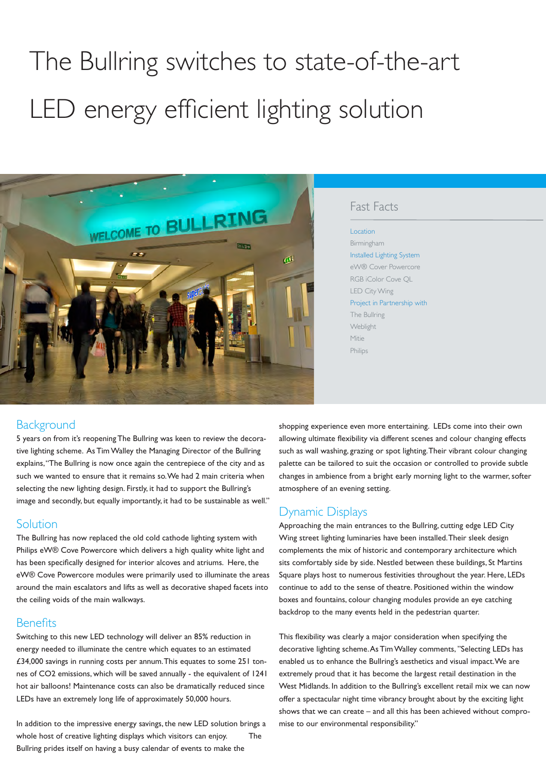# The Bullring switches to state-of-the-art LED energy efficient lighting solution

## Fast Facts

**Location**
Birmingham

**Installed Lighting System**
eW® Cover Powercore
RGB iColor Cove QL
LED City Wing

**Project in Partnership with**
The Bullring
Weblight
Mitie
Philips

## Background

5 years on from it's reopening The Bullring was keen to review the decorative lighting scheme. As Tim Walley the Managing Director of the Bullring explains, "The Bullring is now once again the centrepiece of the city and as such we wanted to ensure that it remains so. We had 2 main criteria when selecting the new lighting design. Firstly, it had to support the Bullring's image and secondly, but equally importantly, it had to be sustainable as well."

## Solution

The Bullring has now replaced the old cold cathode lighting system with Philips eW® Cove Powercore which delivers a high quality white light and has been specifically designed for interior alcoves and atriums. Here, the eW® Cove Powercore modules were primarily used to illuminate the areas around the main escalators and lifts as well as decorative shaped facets into the ceiling voids of the main walkways.

## Benefits

Switching to this new LED technology will deliver an 85% reduction in energy needed to illuminate the centre which equates to an estimated £34,000 savings in running costs per annum. This equates to some 251 tonnes of $CO_2$ emissions, which will be saved annually - the equivalent of 1241 hot air balloons! Maintenance costs can also be dramatically reduced since LEDs have an extremely long life of approximately 50,000 hours.

In addition to the impressive energy savings, the new LED solution brings a whole host of creative lighting displays which visitors can enjoy. The Bullring prides itself on having a busy calendar of events to make the shopping experience even more entertaining. LEDs come into their own allowing ultimate flexibility via different scenes and colour changing effects such as wall washing, grazing or spot lighting. Their vibrant colour changing palette can be tailored to suit the occasion or controlled to provide subtle changes in ambience from a bright early morning light to the warmer, softer atmosphere of an evening setting.

## Dynamic Displays

Approaching the main entrances to the Bullring, cutting edge LED City Wing street lighting luminaries have been installed. Their sleek design complements the mix of historic and contemporary architecture which sits comfortably side by side. Nestled between these buildings, St Martins Square plays host to numerous festivities throughout the year. Here, LEDs continue to add to the sense of theatre. Positioned within the window boxes and fountains, colour changing modules provide an eye catching backdrop to the many events held in the pedestrian quarter.

This flexibility was clearly a major consideration when specifying the decorative lighting scheme. As Tim Walley comments, "Selecting LEDs has enabled us to enhance the Bullring's aesthetics and visual impact. We are extremely proud that it has become the largest retail destination in the West Midlands. In addition to the Bullring's excellent retail mix we can now offer a spectacular night time vibrancy brought about by the exciting light shows that we can create – and all this has been achieved without compromise to our environmental responsibility."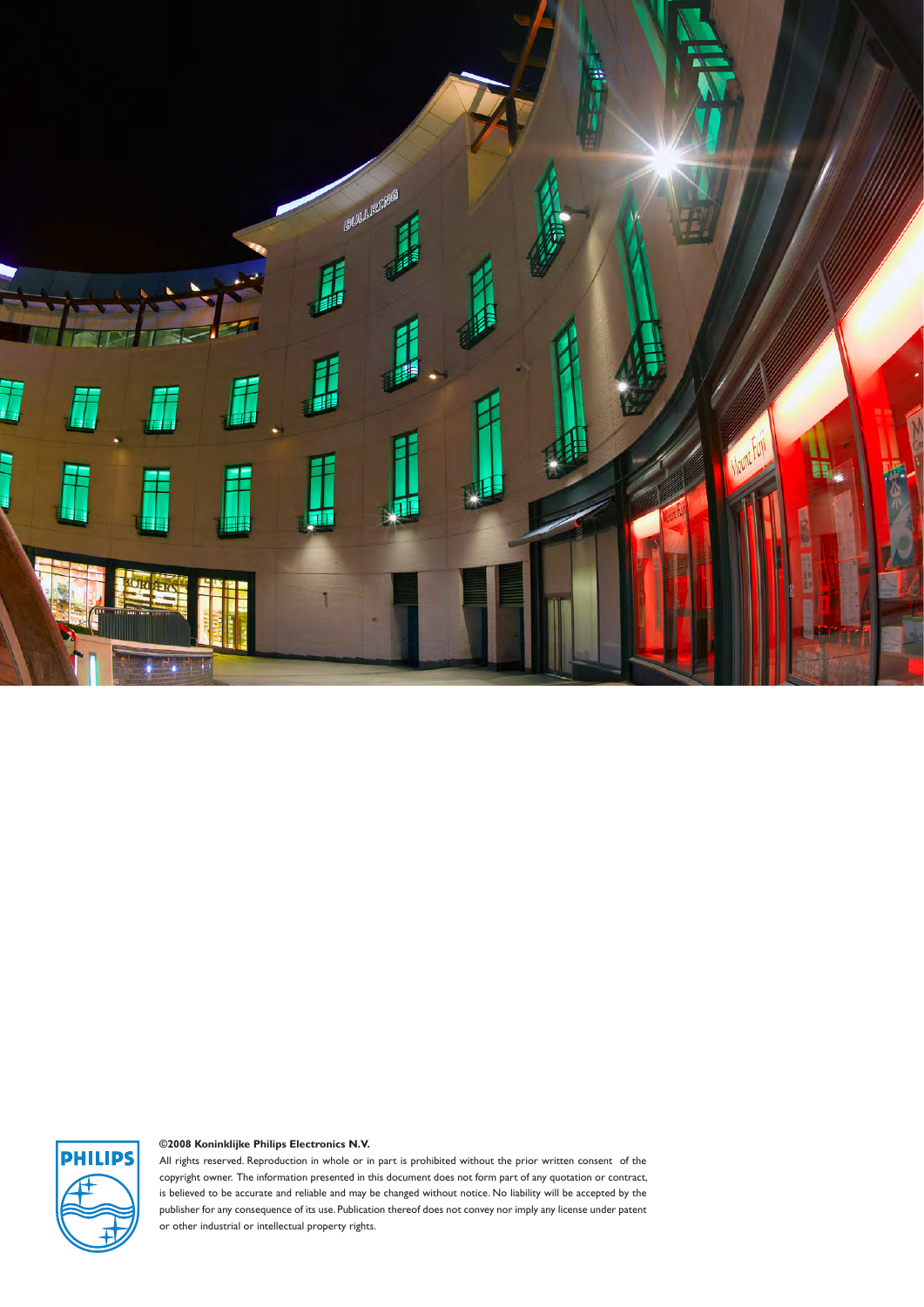**©2008 Koninklijke Philips Electronics N.V.**

All rights reserved. Reproduction in whole or in part is prohibited without the prior written consent of the copyright owner. The information presented in this document does not form part of any quotation or contract, is believed to be accurate and reliable and may be changed without notice. No liability will be accepted by the publisher for any consequence of its use. Publication thereof does not convey nor imply any license under patent or other industrial or intellectual property rights.